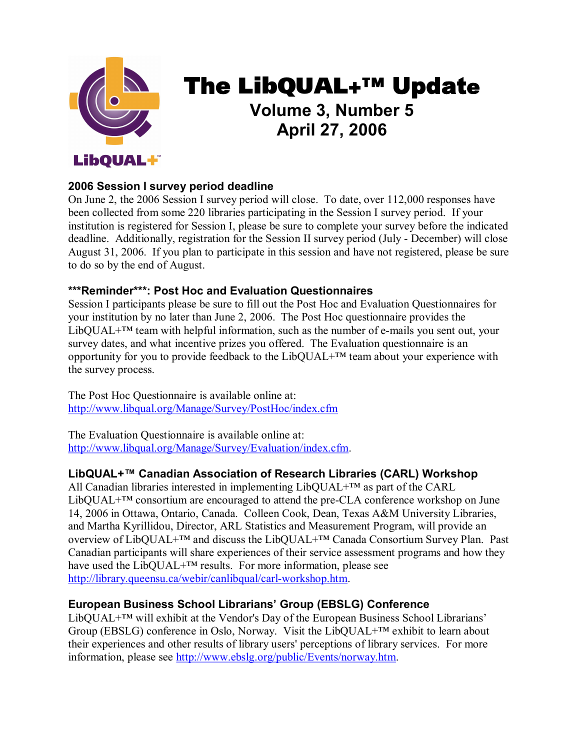# The LibQUAL+™ Update

## Volume 3, Number 5
## April 27, 2006

### 2006 Session I survey period deadline

On June 2, the 2006 Session I survey period will close. To date, over 112,000 responses have been collected from some 220 libraries participating in the Session I survey period. If your institution is registered for Session I, please be sure to complete your survey before the indicated deadline. Additionally, registration for the Session II survey period (July - December) will close August 31, 2006. If you plan to participate in this session and have not registered, please be sure to do so by the end of August.

### ***Reminder***: Post Hoc and Evaluation Questionnaires

Session I participants please be sure to fill out the Post Hoc and Evaluation Questionnaires for your institution by no later than June 2, 2006. The Post Hoc questionnaire provides the LibQUAL+™ team with helpful information, such as the number of e-mails you sent out, your survey dates, and what incentive prizes you offered. The Evaluation questionnaire is an opportunity for you to provide feedback to the LibQUAL+™ team about your experience with the survey process.

The Post Hoc Questionnaire is available online at:
http://www.libqual.org/Manage/Survey/PostHoc/index.cfm

The Evaluation Questionnaire is available online at:
http://www.libqual.org/Manage/Survey/Evaluation/index.cfm.

### LibQUAL+™ Canadian Association of Research Libraries (CARL) Workshop

All Canadian libraries interested in implementing LibQUAL+™ as part of the CARL LibQUAL+™ consortium are encouraged to attend the pre-CLA conference workshop on June 14, 2006 in Ottawa, Ontario, Canada. Colleen Cook, Dean, Texas A&M University Libraries, and Martha Kyrillidou, Director, ARL Statistics and Measurement Program, will provide an overview of LibQUAL+™ and discuss the LibQUAL+™ Canada Consortium Survey Plan. Past Canadian participants will share experiences of their service assessment programs and how they have used the LibQUAL+™ results. For more information, please see http://library.queensu.ca/webir/canlibqual/carl-workshop.htm.

### European Business School Librarians' Group (EBSLG) Conference

LibQUAL+™ will exhibit at the Vendor's Day of the European Business School Librarians' Group (EBSLG) conference in Oslo, Norway. Visit the LibQUAL+™ exhibit to learn about their experiences and other results of library users' perceptions of library services. For more information, please see http://www.ebslg.org/public/Events/norway.htm.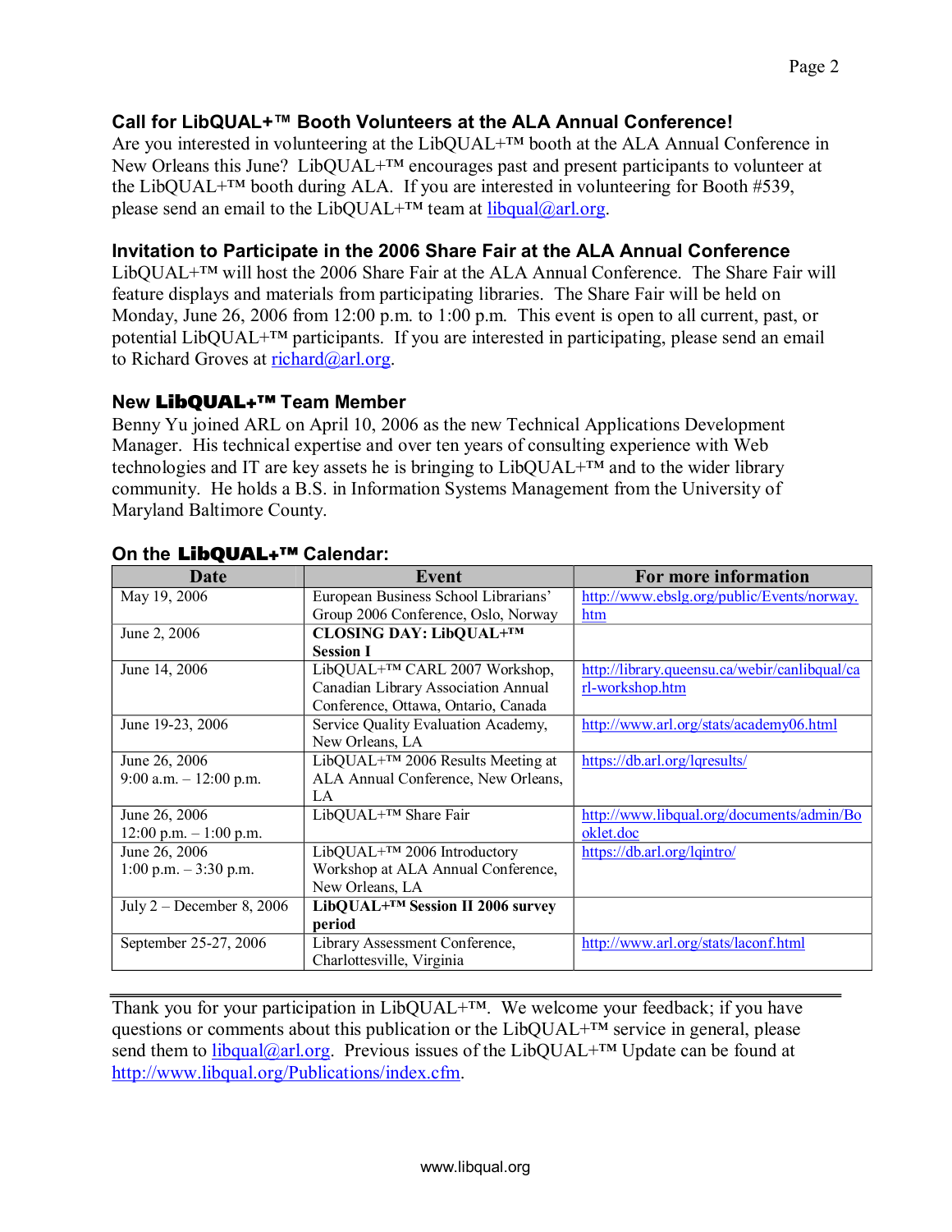## Call for LibQUAL+™ Booth Volunteers at the ALA Annual Conference!

Are you interested in volunteering at the LibQUAL+™ booth at the ALA Annual Conference in New Orleans this June? LibQUAL+™ encourages past and present participants to volunteer at the LibQUAL+™ booth during ALA. If you are interested in volunteering for Booth #539, please send an email to the LibQUAL+™ team at libqual@arl.org.

## Invitation to Participate in the 2006 Share Fair at the ALA Annual Conference

LibQUAL+™ will host the 2006 Share Fair at the ALA Annual Conference. The Share Fair will feature displays and materials from participating libraries. The Share Fair will be held on Monday, June 26, 2006 from 12:00 p.m. to 1:00 p.m. This event is open to all current, past, or potential LibQUAL+™ participants. If you are interested in participating, please send an email to Richard Groves at richard@arl.org.

## New LibQUAL+™ Team Member

Benny Yu joined ARL on April 10, 2006 as the new Technical Applications Development Manager. His technical expertise and over ten years of consulting experience with Web technologies and IT are key assets he is bringing to LibQUAL+™ and to the wider library community. He holds a B.S. in Information Systems Management from the University of Maryland Baltimore County.

## On the LibQUAL+™ Calendar:

| Date | Event | For more information |
|---|---|---|
| May 19, 2006 | European Business School Librarians' Group 2006 Conference, Oslo, Norway | http://www.ebslg.org/public/Events/norway.htm |
| June 2, 2006 | **CLOSING DAY: LibQUAL+™ Session I** | |
| June 14, 2006 | LibQUAL+™ CARL 2007 Workshop, Canadian Library Association Annual Conference, Ottawa, Ontario, Canada | http://library.queensu.ca/webir/canlibqual/carl-workshop.htm |
| June 19-23, 2006 | Service Quality Evaluation Academy, New Orleans, LA | http://www.arl.org/stats/academy06.html |
| June 26, 2006 9:00 a.m. – 12:00 p.m. | LibQUAL+™ 2006 Results Meeting at ALA Annual Conference, New Orleans, LA | https://db.arl.org/lqresults/ |
| June 26, 2006 12:00 p.m. – 1:00 p.m. | LibQUAL+™ Share Fair | http://www.libqual.org/documents/admin/Booklet.doc |
| June 26, 2006 1:00 p.m. – 3:30 p.m. | LibQUAL+™ 2006 Introductory Workshop at ALA Annual Conference, New Orleans, LA | https://db.arl.org/lqintro/ |
| July 2 – December 8, 2006 | **LibQUAL+™ Session II 2006 survey period** | |
| September 25-27, 2006 | Library Assessment Conference, Charlottesville, Virginia | http://www.arl.org/stats/laconf.html |

---

Thank you for your participation in LibQUAL+™. We welcome your feedback; if you have questions or comments about this publication or the LibQUAL+™ service in general, please send them to libqual@arl.org. Previous issues of the LibQUAL+™ Update can be found at http://www.libqual.org/Publications/index.cfm.